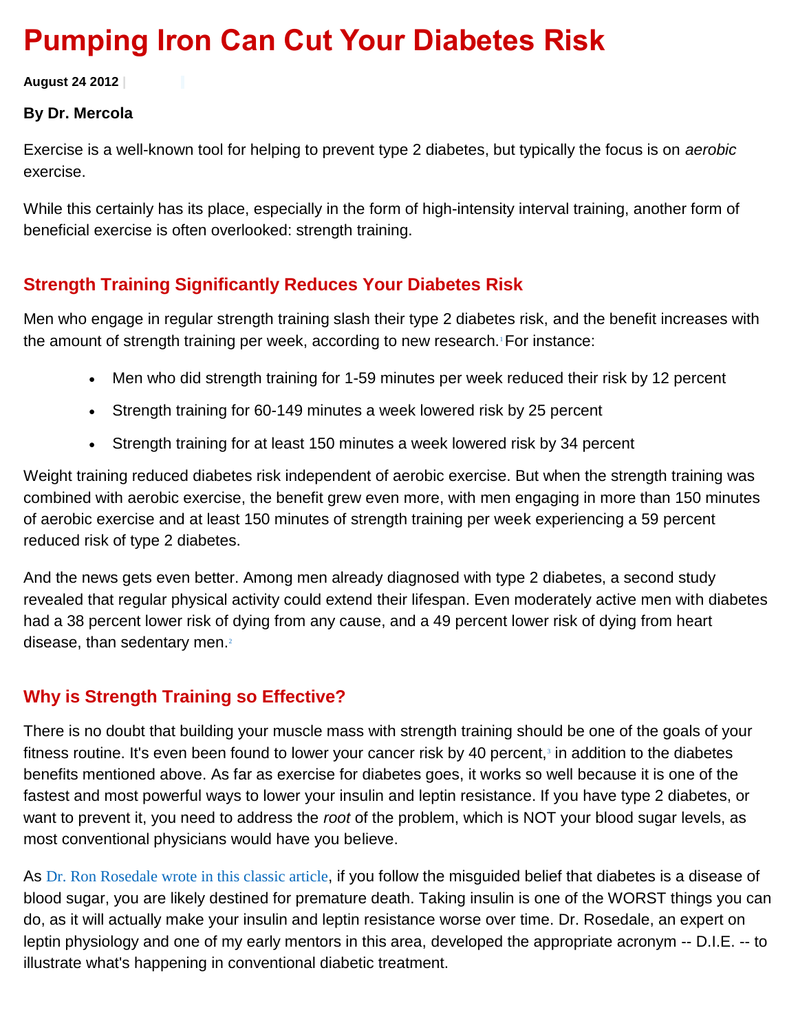# Pumping Iron Can Cut Your Diabetes Risk

**August 24 2012**

**By Dr. Mercola**

Exercise is a well-known tool for helping to prevent type 2 diabetes, but typically the focus is on *aerobic* exercise.

While this certainly has its place, especially in the form of high-intensity interval training, another form of beneficial exercise is often overlooked: strength training.

## Strength Training Significantly Reduces Your Diabetes Risk

Men who engage in regular strength training slash their type 2 diabetes risk, and the benefit increases with the amount of strength training per week, according to new research.[1] For instance:

- Men who did strength training for 1-59 minutes per week reduced their risk by 12 percent
- Strength training for 60-149 minutes a week lowered risk by 25 percent
- Strength training for at least 150 minutes a week lowered risk by 34 percent

Weight training reduced diabetes risk independent of aerobic exercise. But when the strength training was combined with aerobic exercise, the benefit grew even more, with men engaging in more than 150 minutes of aerobic exercise and at least 150 minutes of strength training per week experiencing a 59 percent reduced risk of type 2 diabetes.

And the news gets even better. Among men already diagnosed with type 2 diabetes, a second study revealed that regular physical activity could extend their lifespan. Even moderately active men with diabetes had a 38 percent lower risk of dying from any cause, and a 49 percent lower risk of dying from heart disease, than sedentary men.[2]

## Why is Strength Training so Effective?

There is no doubt that building your muscle mass with strength training should be one of the goals of your fitness routine. It's even been found to lower your cancer risk by 40 percent,[3] in addition to the diabetes benefits mentioned above. As far as exercise for diabetes goes, it works so well because it is one of the fastest and most powerful ways to lower your insulin and leptin resistance. If you have type 2 diabetes, or want to prevent it, you need to address the *root* of the problem, which is NOT your blood sugar levels, as most conventional physicians would have you believe.

As Dr. Ron Rosedale wrote in this classic article, if you follow the misguided belief that diabetes is a disease of blood sugar, you are likely destined for premature death. Taking insulin is one of the WORST things you can do, as it will actually make your insulin and leptin resistance worse over time. Dr. Rosedale, an expert on leptin physiology and one of my early mentors in this area, developed the appropriate acronym -- D.I.E. -- to illustrate what's happening in conventional diabetic treatment.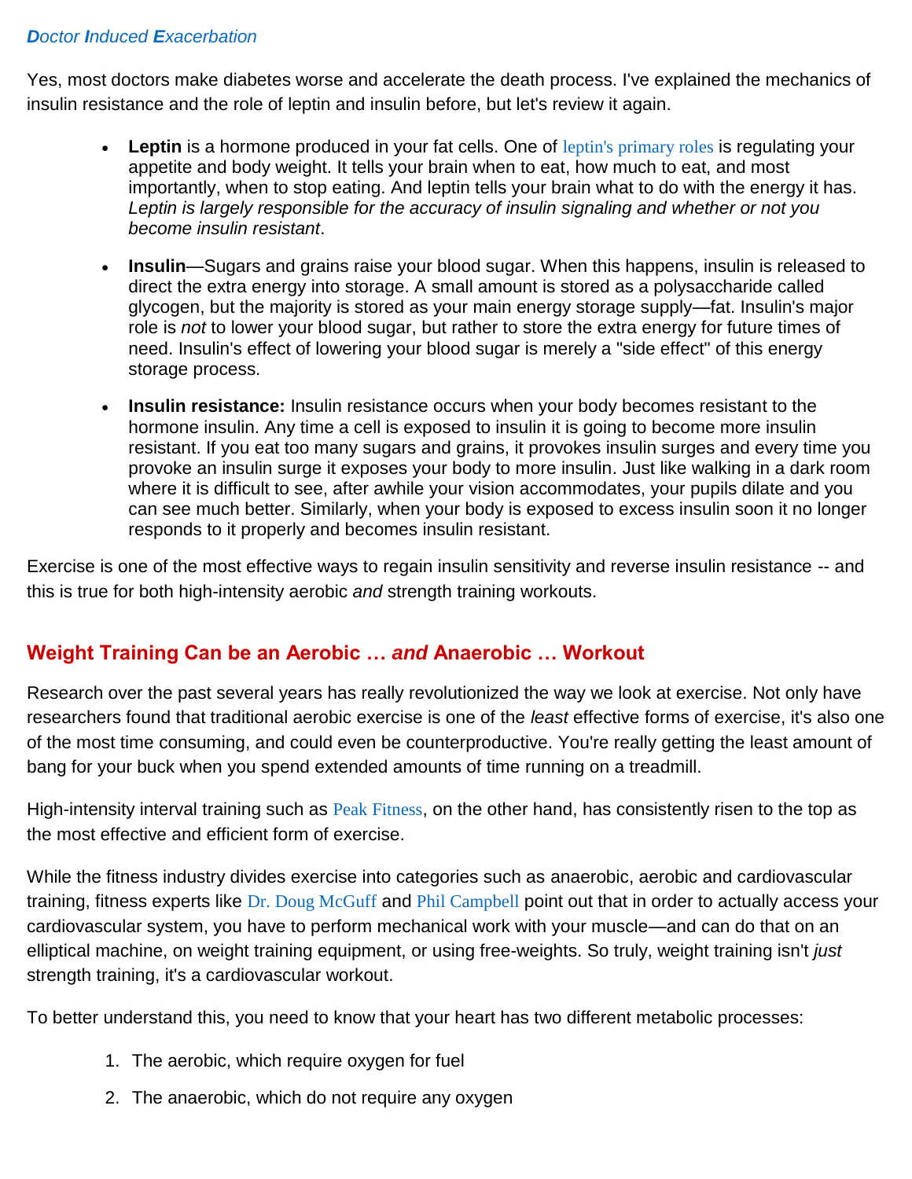***D**octor **I**nduced **E**xacerbation*

Yes, most doctors make diabetes worse and accelerate the death process. I've explained the mechanics of insulin resistance and the role of leptin and insulin before, but let's review it again.

- **Leptin** is a hormone produced in your fat cells. One of leptin's primary roles is regulating your appetite and body weight. It tells your brain when to eat, how much to eat, and most importantly, when to stop eating. And leptin tells your brain what to do with the energy it has. *Leptin is largely responsible for the accuracy of insulin signaling and whether or not you become insulin resistant*.
- **Insulin**—Sugars and grains raise your blood sugar. When this happens, insulin is released to direct the extra energy into storage. A small amount is stored as a polysaccharide called glycogen, but the majority is stored as your main energy storage supply—fat. Insulin's major role is *not* to lower your blood sugar, but rather to store the extra energy for future times of need. Insulin's effect of lowering your blood sugar is merely a "side effect" of this energy storage process.
- **Insulin resistance:** Insulin resistance occurs when your body becomes resistant to the hormone insulin. Any time a cell is exposed to insulin it is going to become more insulin resistant. If you eat too many sugars and grains, it provokes insulin surges and every time you provoke an insulin surge it exposes your body to more insulin. Just like walking in a dark room where it is difficult to see, after awhile your vision accommodates, your pupils dilate and you can see much better. Similarly, when your body is exposed to excess insulin soon it no longer responds to it properly and becomes insulin resistant.

Exercise is one of the most effective ways to regain insulin sensitivity and reverse insulin resistance -- and this is true for both high-intensity aerobic *and* strength training workouts.

## Weight Training Can be an Aerobic … *and* Anaerobic … Workout

Research over the past several years has really revolutionized the way we look at exercise. Not only have researchers found that traditional aerobic exercise is one of the *least* effective forms of exercise, it's also one of the most time consuming, and could even be counterproductive. You're really getting the least amount of bang for your buck when you spend extended amounts of time running on a treadmill.

High-intensity interval training such as Peak Fitness, on the other hand, has consistently risen to the top as the most effective and efficient form of exercise.

While the fitness industry divides exercise into categories such as anaerobic, aerobic and cardiovascular training, fitness experts like Dr. Doug McGuff and Phil Campbell point out that in order to actually access your cardiovascular system, you have to perform mechanical work with your muscle—and can do that on an elliptical machine, on weight training equipment, or using free-weights. So truly, weight training isn't *just* strength training, it's a cardiovascular workout.

To better understand this, you need to know that your heart has two different metabolic processes:

1. The aerobic, which require oxygen for fuel
2. The anaerobic, which do not require any oxygen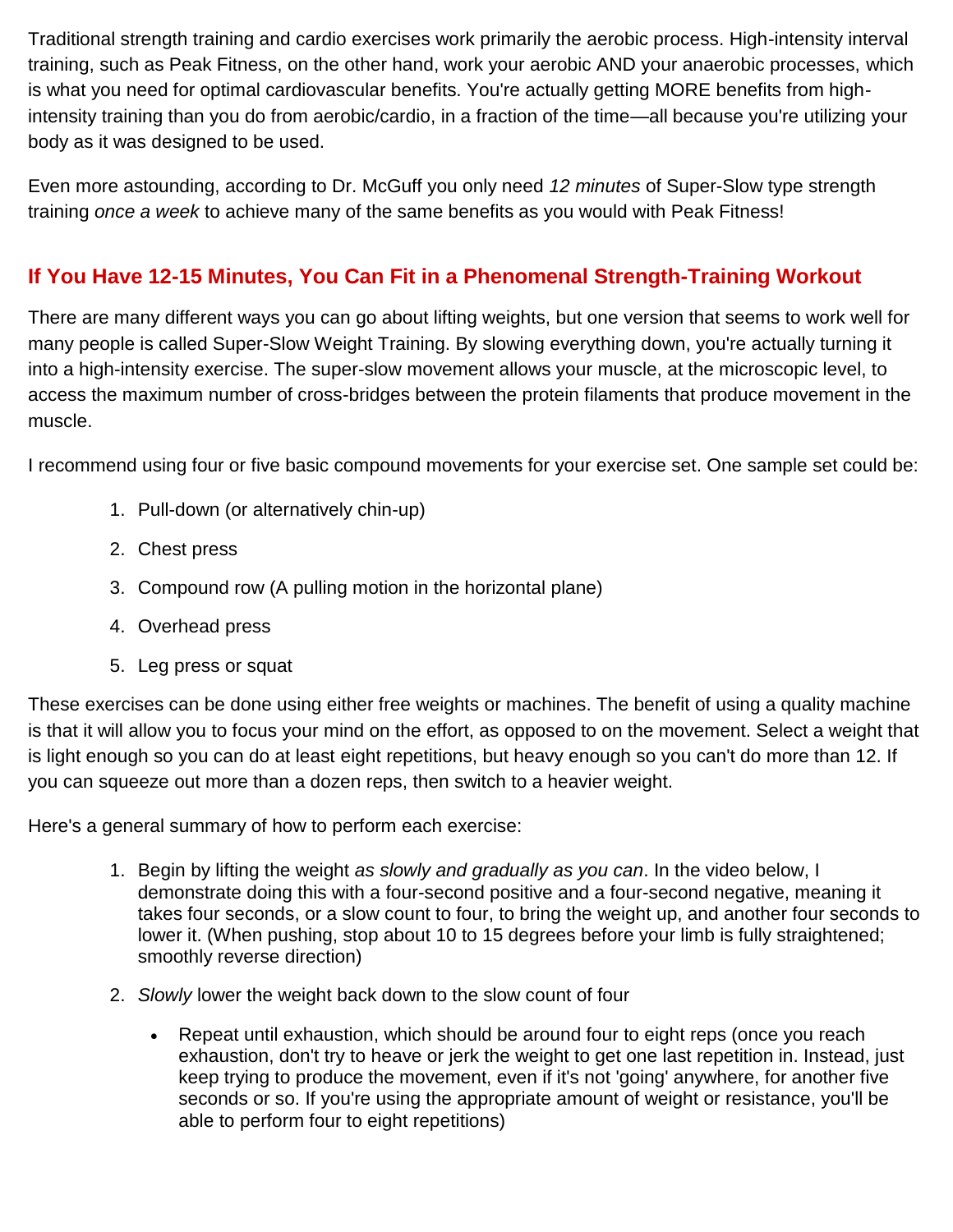Traditional strength training and cardio exercises work primarily the aerobic process. High-intensity interval training, such as Peak Fitness, on the other hand, work your aerobic AND your anaerobic processes, which is what you need for optimal cardiovascular benefits. You're actually getting MORE benefits from high-intensity training than you do from aerobic/cardio, in a fraction of the time—all because you're utilizing your body as it was designed to be used.

Even more astounding, according to Dr. McGuff you only need *12 minutes* of Super-Slow type strength training *once a week* to achieve many of the same benefits as you would with Peak Fitness!

## If You Have 12-15 Minutes, You Can Fit in a Phenomenal Strength-Training Workout

There are many different ways you can go about lifting weights, but one version that seems to work well for many people is called Super-Slow Weight Training. By slowing everything down, you're actually turning it into a high-intensity exercise. The super-slow movement allows your muscle, at the microscopic level, to access the maximum number of cross-bridges between the protein filaments that produce movement in the muscle.

I recommend using four or five basic compound movements for your exercise set. One sample set could be:

1. Pull-down (or alternatively chin-up)
2. Chest press
3. Compound row (A pulling motion in the horizontal plane)
4. Overhead press
5. Leg press or squat

These exercises can be done using either free weights or machines. The benefit of using a quality machine is that it will allow you to focus your mind on the effort, as opposed to on the movement. Select a weight that is light enough so you can do at least eight repetitions, but heavy enough so you can't do more than 12. If you can squeeze out more than a dozen reps, then switch to a heavier weight.

Here's a general summary of how to perform each exercise:

1. Begin by lifting the weight *as slowly and gradually as you can*. In the video below, I demonstrate doing this with a four-second positive and a four-second negative, meaning it takes four seconds, or a slow count to four, to bring the weight up, and another four seconds to lower it. (When pushing, stop about 10 to 15 degrees before your limb is fully straightened; smoothly reverse direction)
2. *Slowly* lower the weight back down to the slow count of four
   - Repeat until exhaustion, which should be around four to eight reps (once you reach exhaustion, don't try to heave or jerk the weight to get one last repetition in. Instead, just keep trying to produce the movement, even if it's not 'going' anywhere, for another five seconds or so. If you're using the appropriate amount of weight or resistance, you'll be able to perform four to eight repetitions)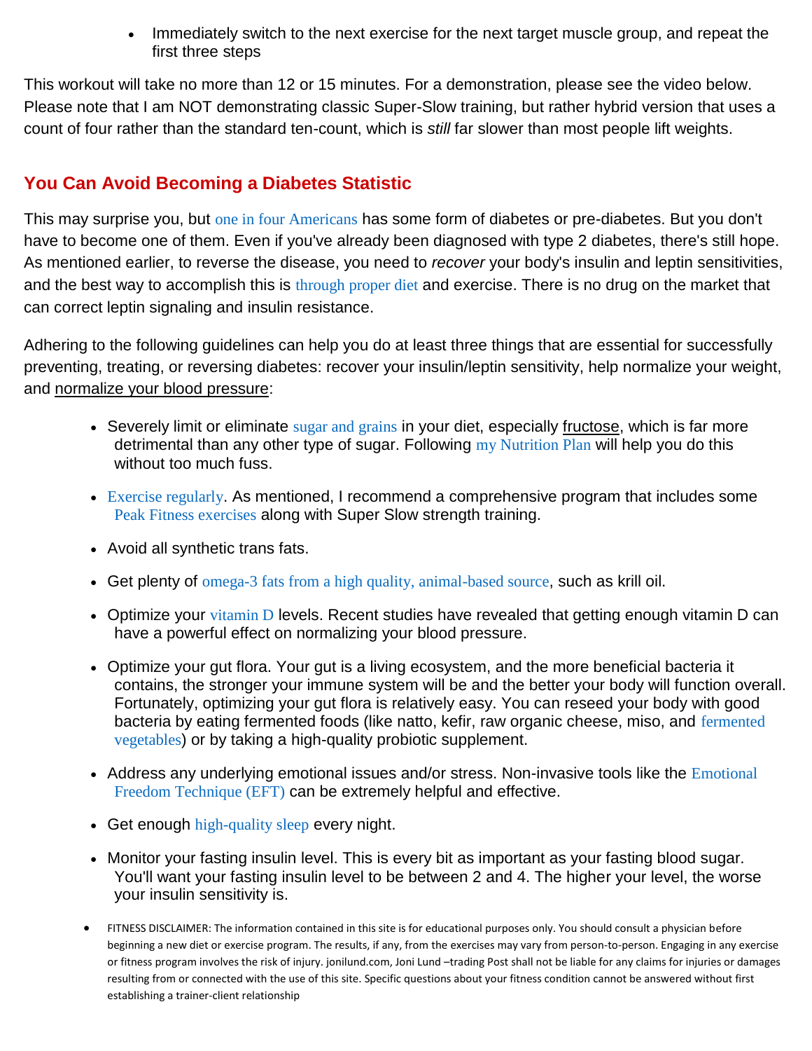- Immediately switch to the next exercise for the next target muscle group, and repeat the first three steps

This workout will take no more than 12 or 15 minutes. For a demonstration, please see the video below. Please note that I am NOT demonstrating classic Super-Slow training, but rather hybrid version that uses a count of four rather than the standard ten-count, which is *still* far slower than most people lift weights.

## You Can Avoid Becoming a Diabetes Statistic

This may surprise you, but one in four Americans has some form of diabetes or pre-diabetes. But you don't have to become one of them. Even if you've already been diagnosed with type 2 diabetes, there's still hope. As mentioned earlier, to reverse the disease, you need to *recover* your body's insulin and leptin sensitivities, and the best way to accomplish this is through proper diet and exercise. There is no drug on the market that can correct leptin signaling and insulin resistance.

Adhering to the following guidelines can help you do at least three things that are essential for successfully preventing, treating, or reversing diabetes: recover your insulin/leptin sensitivity, help normalize your weight, and normalize your blood pressure:

- Severely limit or eliminate sugar and grains in your diet, especially fructose, which is far more detrimental than any other type of sugar. Following my Nutrition Plan will help you do this without too much fuss.
- Exercise regularly. As mentioned, I recommend a comprehensive program that includes some Peak Fitness exercises along with Super Slow strength training.
- Avoid all synthetic trans fats.
- Get plenty of omega-3 fats from a high quality, animal-based source, such as krill oil.
- Optimize your vitamin D levels. Recent studies have revealed that getting enough vitamin D can have a powerful effect on normalizing your blood pressure.
- Optimize your gut flora. Your gut is a living ecosystem, and the more beneficial bacteria it contains, the stronger your immune system will be and the better your body will function overall. Fortunately, optimizing your gut flora is relatively easy. You can reseed your body with good bacteria by eating fermented foods (like natto, kefir, raw organic cheese, miso, and fermented vegetables) or by taking a high-quality probiotic supplement.
- Address any underlying emotional issues and/or stress. Non-invasive tools like the Emotional Freedom Technique (EFT) can be extremely helpful and effective.
- Get enough high-quality sleep every night.
- Monitor your fasting insulin level. This is every bit as important as your fasting blood sugar. You'll want your fasting insulin level to be between 2 and 4. The higher your level, the worse your insulin sensitivity is.

- FITNESS DISCLAIMER: The information contained in this site is for educational purposes only. You should consult a physician before beginning a new diet or exercise program. The results, if any, from the exercises may vary from person-to-person. Engaging in any exercise or fitness program involves the risk of injury. jonilund.com, Joni Lund –trading Post shall not be liable for any claims for injuries or damages resulting from or connected with the use of this site. Specific questions about your fitness condition cannot be answered without first establishing a trainer-client relationship